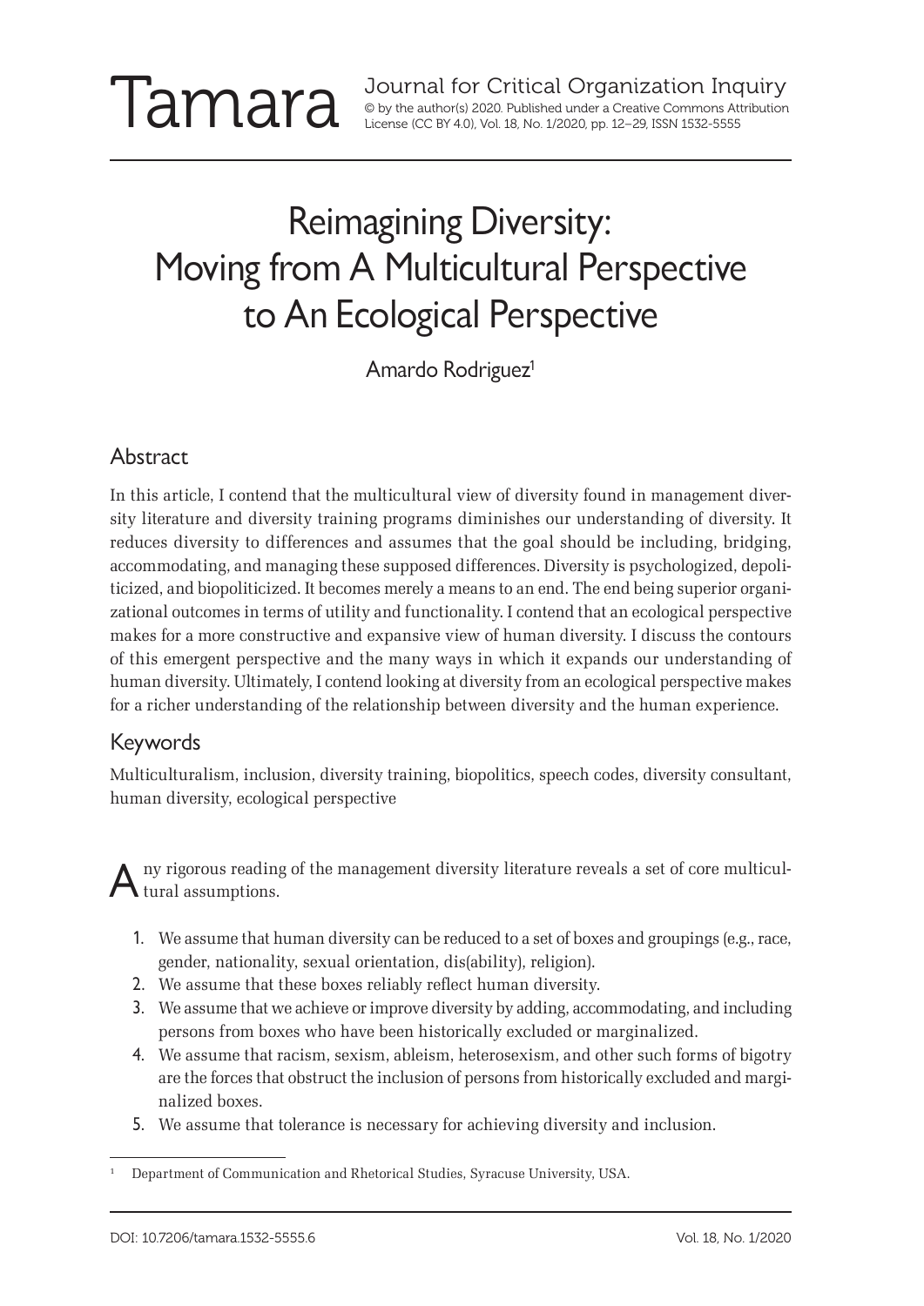# Reimagining Diversity: Moving from A Multicultural Perspective to An Ecological Perspective

Amardo Rodriguez[1]

## Abstract

In this article, I contend that the multicultural view of diversity found in management diversity literature and diversity training programs diminishes our understanding of diversity. It reduces diversity to differences and assumes that the goal should be including, bridging, accommodating, and managing these supposed differences. Diversity is psychologized, depoliticized, and biopoliticized. It becomes merely a means to an end. The end being superior organizational outcomes in terms of utility and functionality. I contend that an ecological perspective makes for a more constructive and expansive view of human diversity. I discuss the contours of this emergent perspective and the many ways in which it expands our understanding of human diversity. Ultimately, I contend looking at diversity from an ecological perspective makes for a richer understanding of the relationship between diversity and the human experience.

## Keywords

Multiculturalism, inclusion, diversity training, biopolitics, speech codes, diversity consultant, human diversity, ecological perspective

Any rigorous reading of the management diversity literature reveals a set of core multicultural assumptions.

1. We assume that human diversity can be reduced to a set of boxes and groupings (e.g., race, gender, nationality, sexual orientation, dis(ability), religion).
2. We assume that these boxes reliably reflect human diversity.
3. We assume that we achieve or improve diversity by adding, accommodating, and including persons from boxes who have been historically excluded or marginalized.
4. We assume that racism, sexism, ableism, heterosexism, and other such forms of bigotry are the forces that obstruct the inclusion of persons from historically excluded and marginalized boxes.
5. We assume that tolerance is necessary for achieving diversity and inclusion.

[1] Department of Communication and Rhetorical Studies, Syracuse University, USA.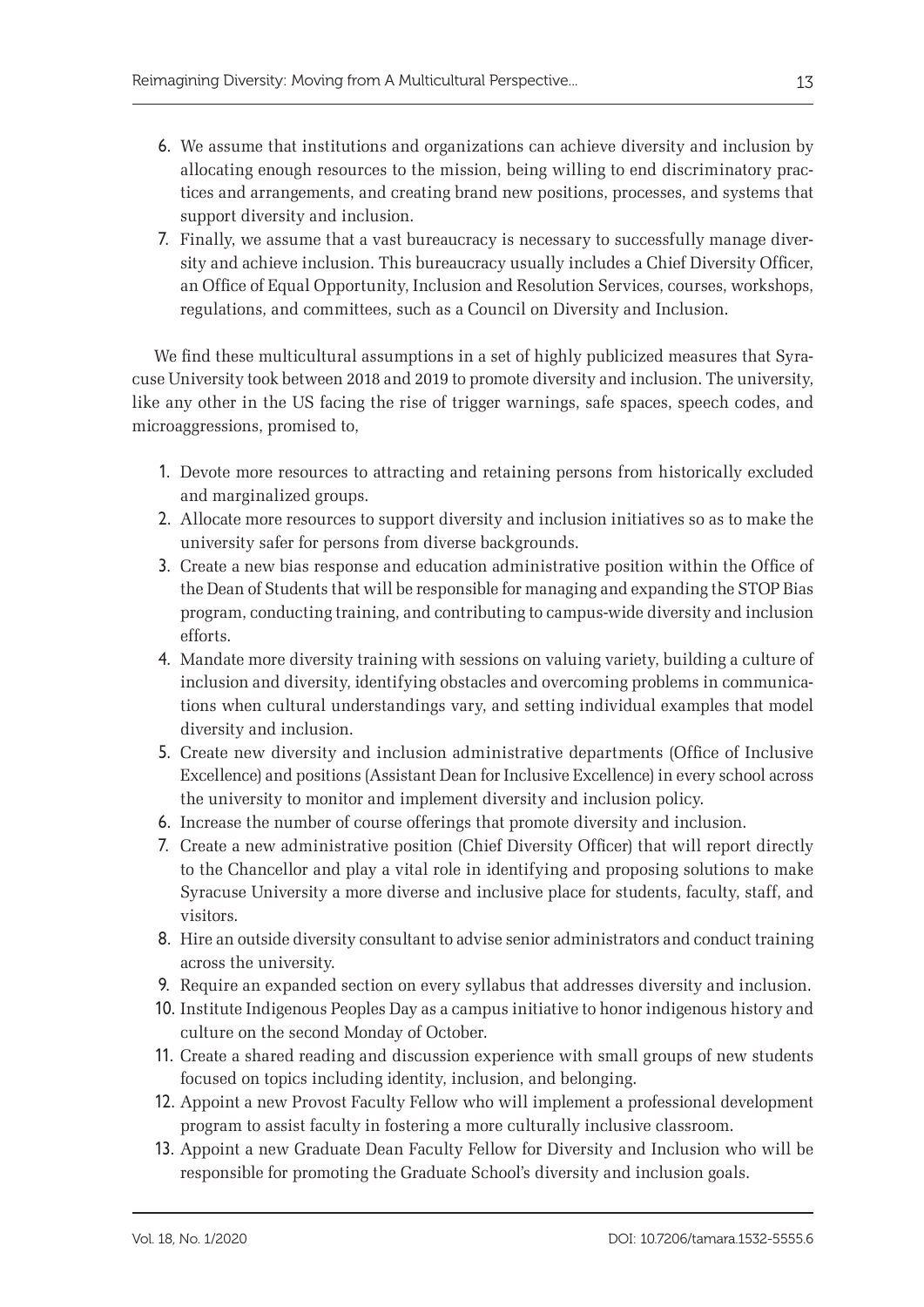6. We assume that institutions and organizations can achieve diversity and inclusion by allocating enough resources to the mission, being willing to end discriminatory practices and arrangements, and creating brand new positions, processes, and systems that support diversity and inclusion.
7. Finally, we assume that a vast bureaucracy is necessary to successfully manage diversity and achieve inclusion. This bureaucracy usually includes a Chief Diversity Officer, an Office of Equal Opportunity, Inclusion and Resolution Services, courses, workshops, regulations, and committees, such as a Council on Diversity and Inclusion.

We find these multicultural assumptions in a set of highly publicized measures that Syracuse University took between 2018 and 2019 to promote diversity and inclusion. The university, like any other in the US facing the rise of trigger warnings, safe spaces, speech codes, and microaggressions, promised to,

1. Devote more resources to attracting and retaining persons from historically excluded and marginalized groups.
2. Allocate more resources to support diversity and inclusion initiatives so as to make the university safer for persons from diverse backgrounds.
3. Create a new bias response and education administrative position within the Office of the Dean of Students that will be responsible for managing and expanding the STOP Bias program, conducting training, and contributing to campus-wide diversity and inclusion efforts.
4. Mandate more diversity training with sessions on valuing variety, building a culture of inclusion and diversity, identifying obstacles and overcoming problems in communications when cultural understandings vary, and setting individual examples that model diversity and inclusion.
5. Create new diversity and inclusion administrative departments (Office of Inclusive Excellence) and positions (Assistant Dean for Inclusive Excellence) in every school across the university to monitor and implement diversity and inclusion policy.
6. Increase the number of course offerings that promote diversity and inclusion.
7. Create a new administrative position (Chief Diversity Officer) that will report directly to the Chancellor and play a vital role in identifying and proposing solutions to make Syracuse University a more diverse and inclusive place for students, faculty, staff, and visitors.
8. Hire an outside diversity consultant to advise senior administrators and conduct training across the university.
9. Require an expanded section on every syllabus that addresses diversity and inclusion.
10. Institute Indigenous Peoples Day as a campus initiative to honor indigenous history and culture on the second Monday of October.
11. Create a shared reading and discussion experience with small groups of new students focused on topics including identity, inclusion, and belonging.
12. Appoint a new Provost Faculty Fellow who will implement a professional development program to assist faculty in fostering a more culturally inclusive classroom.
13. Appoint a new Graduate Dean Faculty Fellow for Diversity and Inclusion who will be responsible for promoting the Graduate School's diversity and inclusion goals.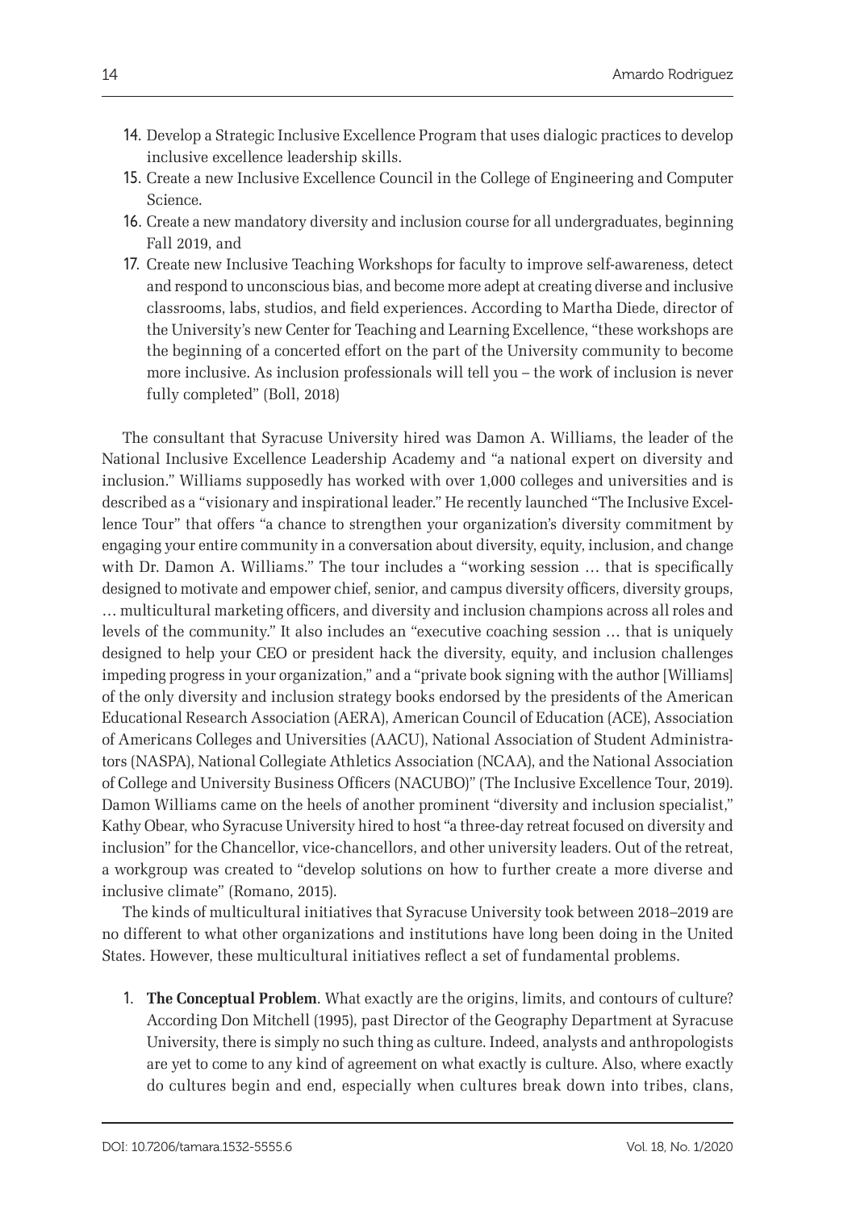14. Develop a Strategic Inclusive Excellence Program that uses dialogic practices to develop inclusive excellence leadership skills.
15. Create a new Inclusive Excellence Council in the College of Engineering and Computer Science.
16. Create a new mandatory diversity and inclusion course for all undergraduates, beginning Fall 2019, and
17. Create new Inclusive Teaching Workshops for faculty to improve self-awareness, detect and respond to unconscious bias, and become more adept at creating diverse and inclusive classrooms, labs, studios, and field experiences. According to Martha Diede, director of the University's new Center for Teaching and Learning Excellence, "these workshops are the beginning of a concerted effort on the part of the University community to become more inclusive. As inclusion professionals will tell you – the work of inclusion is never fully completed" (Boll, 2018)

The consultant that Syracuse University hired was Damon A. Williams, the leader of the National Inclusive Excellence Leadership Academy and "a national expert on diversity and inclusion." Williams supposedly has worked with over 1,000 colleges and universities and is described as a "visionary and inspirational leader." He recently launched "The Inclusive Excellence Tour" that offers "a chance to strengthen your organization's diversity commitment by engaging your entire community in a conversation about diversity, equity, inclusion, and change with Dr. Damon A. Williams." The tour includes a "working session … that is specifically designed to motivate and empower chief, senior, and campus diversity officers, diversity groups, … multicultural marketing officers, and diversity and inclusion champions across all roles and levels of the community." It also includes an "executive coaching session … that is uniquely designed to help your CEO or president hack the diversity, equity, and inclusion challenges impeding progress in your organization," and a "private book signing with the author [Williams] of the only diversity and inclusion strategy books endorsed by the presidents of the American Educational Research Association (AERA), American Council of Education (ACE), Association of Americans Colleges and Universities (AACU), National Association of Student Administrators (NASPA), National Collegiate Athletics Association (NCAA), and the National Association of College and University Business Officers (NACUBO)" (The Inclusive Excellence Tour, 2019). Damon Williams came on the heels of another prominent "diversity and inclusion specialist," Kathy Obear, who Syracuse University hired to host "a three-day retreat focused on diversity and inclusion" for the Chancellor, vice-chancellors, and other university leaders. Out of the retreat, a workgroup was created to "develop solutions on how to further create a more diverse and inclusive climate" (Romano, 2015).

The kinds of multicultural initiatives that Syracuse University took between 2018–2019 are no different to what other organizations and institutions have long been doing in the United States. However, these multicultural initiatives reflect a set of fundamental problems.

1. **The Conceptual Problem**. What exactly are the origins, limits, and contours of culture? According Don Mitchell (1995), past Director of the Geography Department at Syracuse University, there is simply no such thing as culture. Indeed, analysts and anthropologists are yet to come to any kind of agreement on what exactly is culture. Also, where exactly do cultures begin and end, especially when cultures break down into tribes, clans,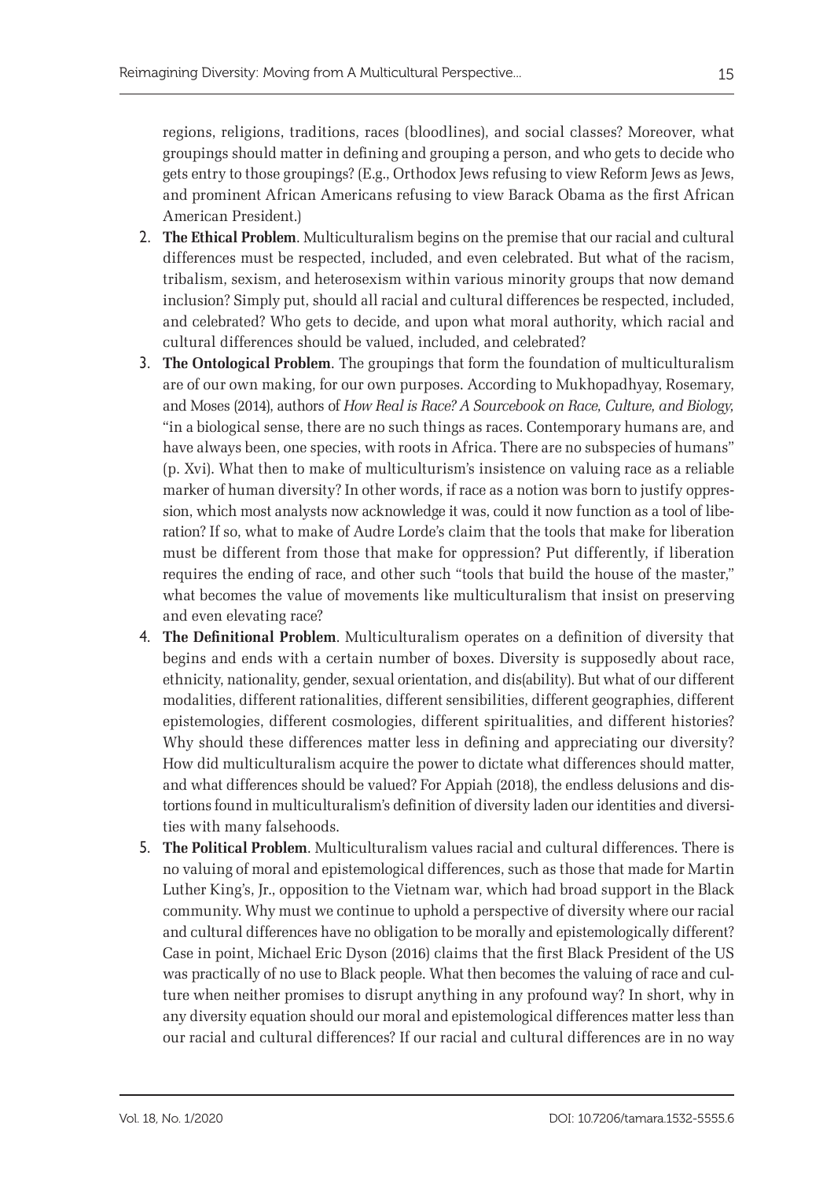regions, religions, traditions, races (bloodlines), and social classes? Moreover, what groupings should matter in defining and grouping a person, and who gets to decide who gets entry to those groupings? (E.g., Orthodox Jews refusing to view Reform Jews as Jews, and prominent African Americans refusing to view Barack Obama as the first African American President.)

2. **The Ethical Problem**. Multiculturalism begins on the premise that our racial and cultural differences must be respected, included, and even celebrated. But what of the racism, tribalism, sexism, and heterosexism within various minority groups that now demand inclusion? Simply put, should all racial and cultural differences be respected, included, and celebrated? Who gets to decide, and upon what moral authority, which racial and cultural differences should be valued, included, and celebrated?
3. **The Ontological Problem**. The groupings that form the foundation of multiculturalism are of our own making, for our own purposes. According to Mukhopadhyay, Rosemary, and Moses (2014), authors of *How Real is Race? A Sourcebook on Race, Culture, and Biology,* "in a biological sense, there are no such things as races. Contemporary humans are, and have always been, one species, with roots in Africa. There are no subspecies of humans" (p. Xvi). What then to make of multiculturism's insistence on valuing race as a reliable marker of human diversity? In other words, if race as a notion was born to justify oppression, which most analysts now acknowledge it was, could it now function as a tool of liberation? If so, what to make of Audre Lorde's claim that the tools that make for liberation must be different from those that make for oppression? Put differently, if liberation requires the ending of race, and other such "tools that build the house of the master," what becomes the value of movements like multiculturalism that insist on preserving and even elevating race?
4. **The Definitional Problem**. Multiculturalism operates on a definition of diversity that begins and ends with a certain number of boxes. Diversity is supposedly about race, ethnicity, nationality, gender, sexual orientation, and dis(ability). But what of our different modalities, different rationalities, different sensibilities, different geographies, different epistemologies, different cosmologies, different spiritualities, and different histories? Why should these differences matter less in defining and appreciating our diversity? How did multiculturalism acquire the power to dictate what differences should matter, and what differences should be valued? For Appiah (2018), the endless delusions and distortions found in multiculturalism's definition of diversity laden our identities and diversities with many falsehoods.
5. **The Political Problem**. Multiculturalism values racial and cultural differences. There is no valuing of moral and epistemological differences, such as those that made for Martin Luther King's, Jr., opposition to the Vietnam war, which had broad support in the Black community. Why must we continue to uphold a perspective of diversity where our racial and cultural differences have no obligation to be morally and epistemologically different? Case in point, Michael Eric Dyson (2016) claims that the first Black President of the US was practically of no use to Black people. What then becomes the valuing of race and culture when neither promises to disrupt anything in any profound way? In short, why in any diversity equation should our moral and epistemological differences matter less than our racial and cultural differences? If our racial and cultural differences are in no way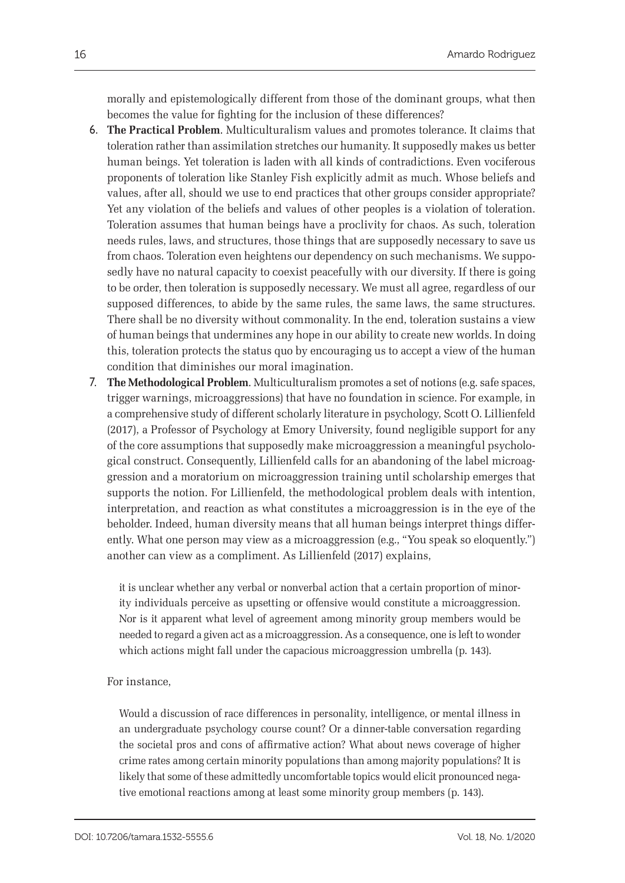morally and epistemologically different from those of the dominant groups, what then becomes the value for fighting for the inclusion of these differences?

6. **The Practical Problem**. Multiculturalism values and promotes tolerance. It claims that toleration rather than assimilation stretches our humanity. It supposedly makes us better human beings. Yet toleration is laden with all kinds of contradictions. Even vociferous proponents of toleration like Stanley Fish explicitly admit as much. Whose beliefs and values, after all, should we use to end practices that other groups consider appropriate? Yet any violation of the beliefs and values of other peoples is a violation of toleration. Toleration assumes that human beings have a proclivity for chaos. As such, toleration needs rules, laws, and structures, those things that are supposedly necessary to save us from chaos. Toleration even heightens our dependency on such mechanisms. We supposedly have no natural capacity to coexist peacefully with our diversity. If there is going to be order, then toleration is supposedly necessary. We must all agree, regardless of our supposed differences, to abide by the same rules, the same laws, the same structures. There shall be no diversity without commonality. In the end, toleration sustains a view of human beings that undermines any hope in our ability to create new worlds. In doing this, toleration protects the status quo by encouraging us to accept a view of the human condition that diminishes our moral imagination.
7. **The Methodological Problem**. Multiculturalism promotes a set of notions (e.g. safe spaces, trigger warnings, microaggressions) that have no foundation in science. For example, in a comprehensive study of different scholarly literature in psychology, Scott O. Lillienfeld (2017), a Professor of Psychology at Emory University, found negligible support for any of the core assumptions that supposedly make microaggression a meaningful psychological construct. Consequently, Lillienfeld calls for an abandoning of the label microaggression and a moratorium on microaggression training until scholarship emerges that supports the notion. For Lillienfeld, the methodological problem deals with intention, interpretation, and reaction as what constitutes a microaggression is in the eye of the beholder. Indeed, human diversity means that all human beings interpret things differently. What one person may view as a microaggression (e.g., "You speak so eloquently.") another can view as a compliment. As Lillienfeld (2017) explains,

   > it is unclear whether any verbal or nonverbal action that a certain proportion of minority individuals perceive as upsetting or offensive would constitute a microaggression. Nor is it apparent what level of agreement among minority group members would be needed to regard a given act as a microaggression. As a consequence, one is left to wonder which actions might fall under the capacious microaggression umbrella (p. 143).

   For instance,

   > Would a discussion of race differences in personality, intelligence, or mental illness in an undergraduate psychology course count? Or a dinner-table conversation regarding the societal pros and cons of affirmative action? What about news coverage of higher crime rates among certain minority populations than among majority populations? It is likely that some of these admittedly uncomfortable topics would elicit pronounced negative emotional reactions among at least some minority group members (p. 143).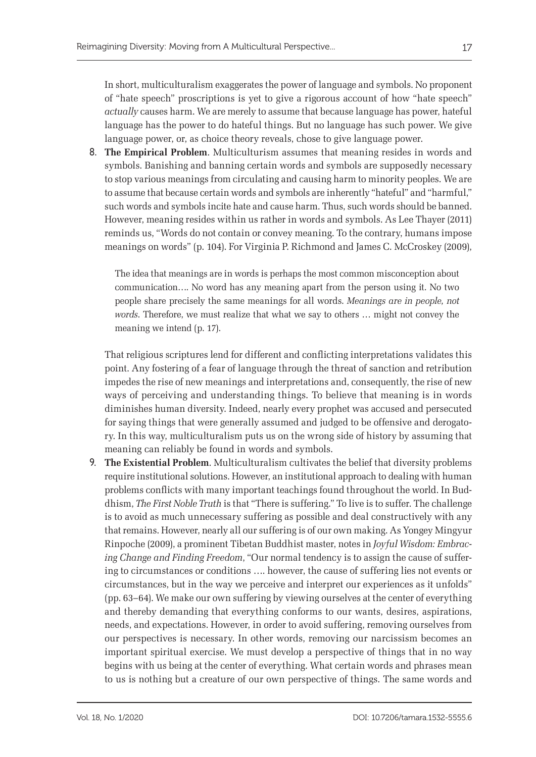In short, multiculturalism exaggerates the power of language and symbols. No proponent of "hate speech" proscriptions is yet to give a rigorous account of how "hate speech" *actually* causes harm. We are merely to assume that because language has power, hateful language has the power to do hateful things. But no language has such power. We give language power, or, as choice theory reveals, chose to give language power.

8. **The Empirical Problem**. Multiculturism assumes that meaning resides in words and symbols. Banishing and banning certain words and symbols are supposedly necessary to stop various meanings from circulating and causing harm to minority peoples. We are to assume that because certain words and symbols are inherently "hateful" and "harmful," such words and symbols incite hate and cause harm. Thus, such words should be banned. However, meaning resides within us rather in words and symbols. As Lee Thayer (2011) reminds us, "Words do not contain or convey meaning. To the contrary, humans impose meanings on words" (p. 104). For Virginia P. Richmond and James C. McCroskey (2009),

   > The idea that meanings are in words is perhaps the most common misconception about communication…. No word has any meaning apart from the person using it. No two people share precisely the same meanings for all words. *Meanings are in people, not words*. Therefore, we must realize that what we say to others … might not convey the meaning we intend (p. 17).

   That religious scriptures lend for different and conflicting interpretations validates this point. Any fostering of a fear of language through the threat of sanction and retribution impedes the rise of new meanings and interpretations and, consequently, the rise of new ways of perceiving and understanding things. To believe that meaning is in words diminishes human diversity. Indeed, nearly every prophet was accused and persecuted for saying things that were generally assumed and judged to be offensive and derogatory. In this way, multiculturalism puts us on the wrong side of history by assuming that meaning can reliably be found in words and symbols.

9. **The Existential Problem**. Multiculturalism cultivates the belief that diversity problems require institutional solutions. However, an institutional approach to dealing with human problems conflicts with many important teachings found throughout the world. In Buddhism, *The First Noble Truth* is that "There is suffering." To live is to suffer. The challenge is to avoid as much unnecessary suffering as possible and deal constructively with any that remains. However, nearly all our suffering is of our own making. As Yongey Mingyur Rinpoche (2009), a prominent Tibetan Buddhist master, notes in *Joyful Wisdom: Embracing Change and Finding Freedom*, "Our normal tendency is to assign the cause of suffering to circumstances or conditions …. however, the cause of suffering lies not events or circumstances, but in the way we perceive and interpret our experiences as it unfolds" (pp. 63–64). We make our own suffering by viewing ourselves at the center of everything and thereby demanding that everything conforms to our wants, desires, aspirations, needs, and expectations. However, in order to avoid suffering, removing ourselves from our perspectives is necessary. In other words, removing our narcissism becomes an important spiritual exercise. We must develop a perspective of things that in no way begins with us being at the center of everything. What certain words and phrases mean to us is nothing but a creature of our own perspective of things. The same words and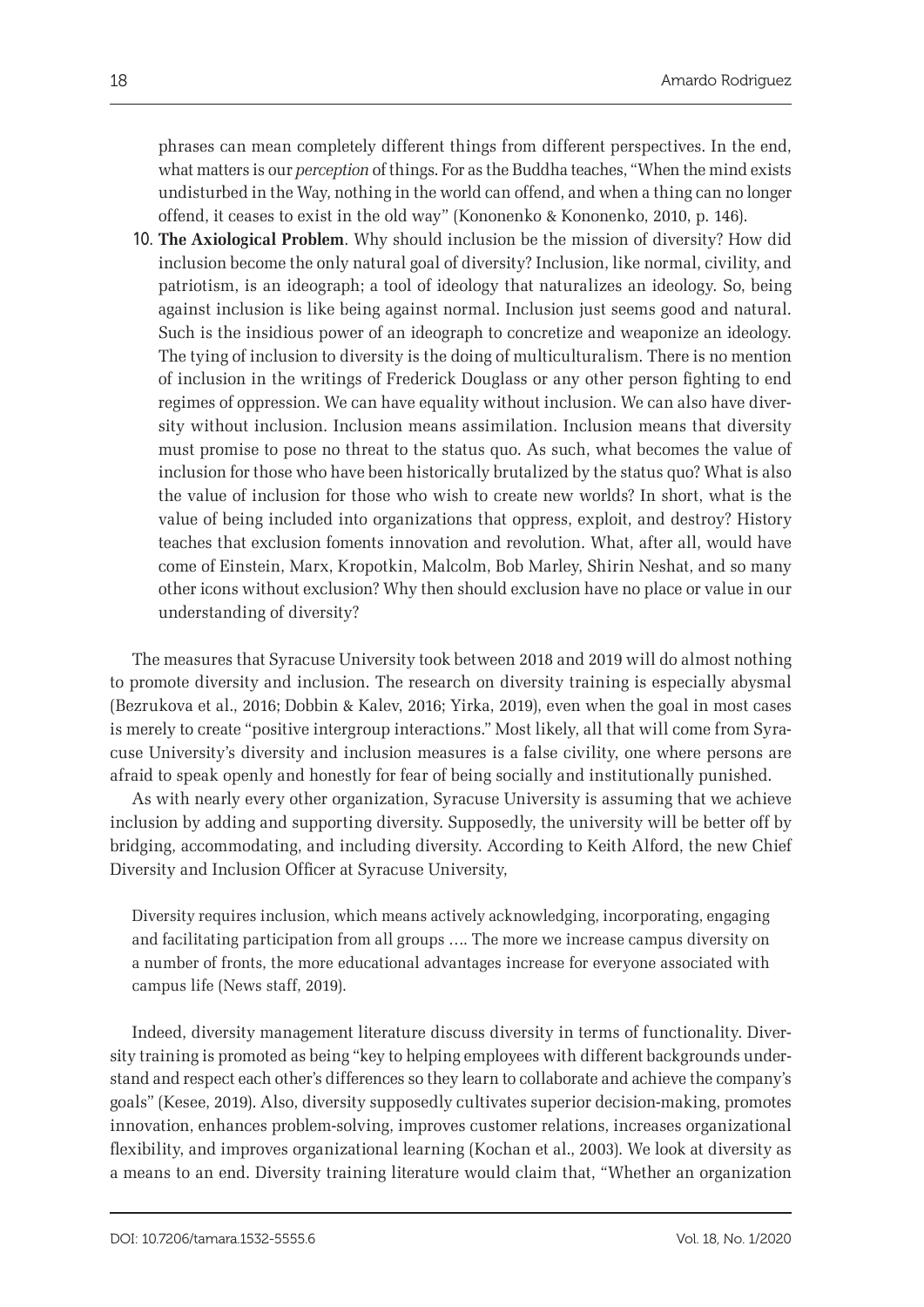phrases can mean completely different things from different perspectives. In the end, what matters is our *perception* of things. For as the Buddha teaches, "When the mind exists undisturbed in the Way, nothing in the world can offend, and when a thing can no longer offend, it ceases to exist in the old way" (Kononenko & Kononenko, 2010, p. 146).

10. **The Axiological Problem**. Why should inclusion be the mission of diversity? How did inclusion become the only natural goal of diversity? Inclusion, like normal, civility, and patriotism, is an ideograph; a tool of ideology that naturalizes an ideology. So, being against inclusion is like being against normal. Inclusion just seems good and natural. Such is the insidious power of an ideograph to concretize and weaponize an ideology. The tying of inclusion to diversity is the doing of multiculturalism. There is no mention of inclusion in the writings of Frederick Douglass or any other person fighting to end regimes of oppression. We can have equality without inclusion. We can also have diversity without inclusion. Inclusion means assimilation. Inclusion means that diversity must promise to pose no threat to the status quo. As such, what becomes the value of inclusion for those who have been historically brutalized by the status quo? What is also the value of inclusion for those who wish to create new worlds? In short, what is the value of being included into organizations that oppress, exploit, and destroy? History teaches that exclusion foments innovation and revolution. What, after all, would have come of Einstein, Marx, Kropotkin, Malcolm, Bob Marley, Shirin Neshat, and so many other icons without exclusion? Why then should exclusion have no place or value in our understanding of diversity?

The measures that Syracuse University took between 2018 and 2019 will do almost nothing to promote diversity and inclusion. The research on diversity training is especially abysmal (Bezrukova et al., 2016; Dobbin & Kalev, 2016; Yirka, 2019), even when the goal in most cases is merely to create "positive intergroup interactions." Most likely, all that will come from Syracuse University's diversity and inclusion measures is a false civility, one where persons are afraid to speak openly and honestly for fear of being socially and institutionally punished.

As with nearly every other organization, Syracuse University is assuming that we achieve inclusion by adding and supporting diversity. Supposedly, the university will be better off by bridging, accommodating, and including diversity. According to Keith Alford, the new Chief Diversity and Inclusion Officer at Syracuse University,

> Diversity requires inclusion, which means actively acknowledging, incorporating, engaging and facilitating participation from all groups …. The more we increase campus diversity on a number of fronts, the more educational advantages increase for everyone associated with campus life (News staff, 2019).

Indeed, diversity management literature discuss diversity in terms of functionality. Diversity training is promoted as being "key to helping employees with different backgrounds understand and respect each other's differences so they learn to collaborate and achieve the company's goals" (Kesee, 2019). Also, diversity supposedly cultivates superior decision-making, promotes innovation, enhances problem-solving, improves customer relations, increases organizational flexibility, and improves organizational learning (Kochan et al., 2003). We look at diversity as a means to an end. Diversity training literature would claim that, "Whether an organization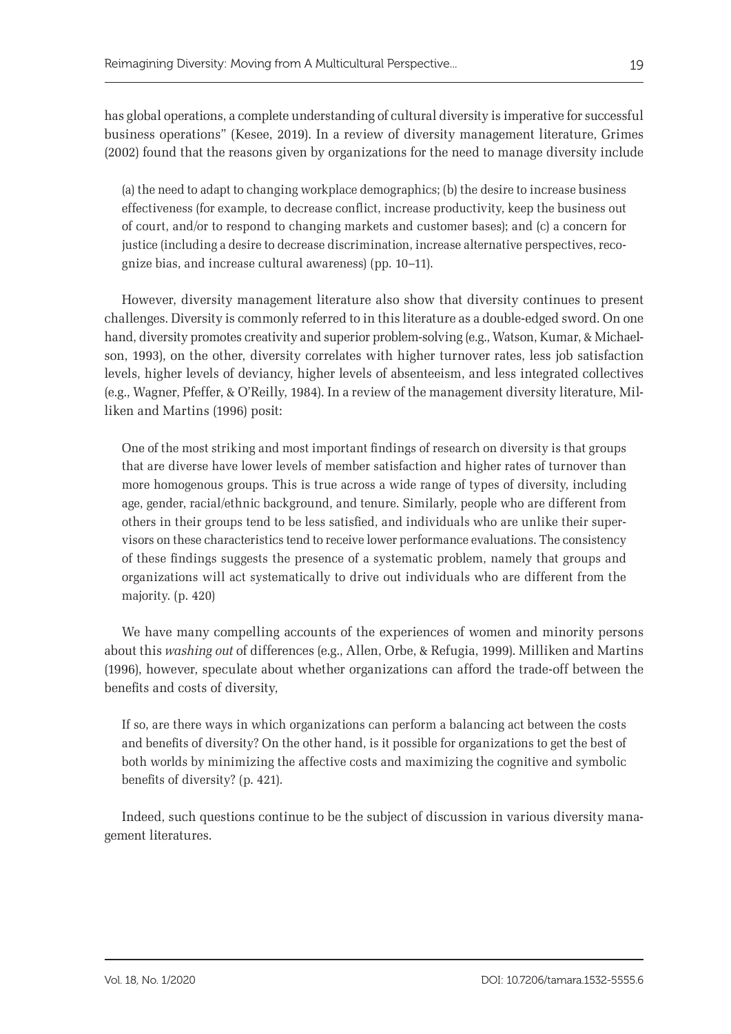has global operations, a complete understanding of cultural diversity is imperative for successful business operations" (Kesee, 2019). In a review of diversity management literature, Grimes (2002) found that the reasons given by organizations for the need to manage diversity include

> (a) the need to adapt to changing workplace demographics; (b) the desire to increase business effectiveness (for example, to decrease conflict, increase productivity, keep the business out of court, and/or to respond to changing markets and customer bases); and (c) a concern for justice (including a desire to decrease discrimination, increase alternative perspectives, recognize bias, and increase cultural awareness) (pp. 10–11).

However, diversity management literature also show that diversity continues to present challenges. Diversity is commonly referred to in this literature as a double-edged sword. On one hand, diversity promotes creativity and superior problem-solving (e.g., Watson, Kumar, & Michaelson, 1993), on the other, diversity correlates with higher turnover rates, less job satisfaction levels, higher levels of deviancy, higher levels of absenteeism, and less integrated collectives (e.g., Wagner, Pfeffer, & O'Reilly, 1984). In a review of the management diversity literature, Milliken and Martins (1996) posit:

> One of the most striking and most important findings of research on diversity is that groups that are diverse have lower levels of member satisfaction and higher rates of turnover than more homogenous groups. This is true across a wide range of types of diversity, including age, gender, racial/ethnic background, and tenure. Similarly, people who are different from others in their groups tend to be less satisfied, and individuals who are unlike their supervisors on these characteristics tend to receive lower performance evaluations. The consistency of these findings suggests the presence of a systematic problem, namely that groups and organizations will act systematically to drive out individuals who are different from the majority. (p. 420)

We have many compelling accounts of the experiences of women and minority persons about this *washing out* of differences (e.g., Allen, Orbe, & Refugia, 1999). Milliken and Martins (1996), however, speculate about whether organizations can afford the trade-off between the benefits and costs of diversity,

> If so, are there ways in which organizations can perform a balancing act between the costs and benefits of diversity? On the other hand, is it possible for organizations to get the best of both worlds by minimizing the affective costs and maximizing the cognitive and symbolic benefits of diversity? (p. 421).

Indeed, such questions continue to be the subject of discussion in various diversity management literatures.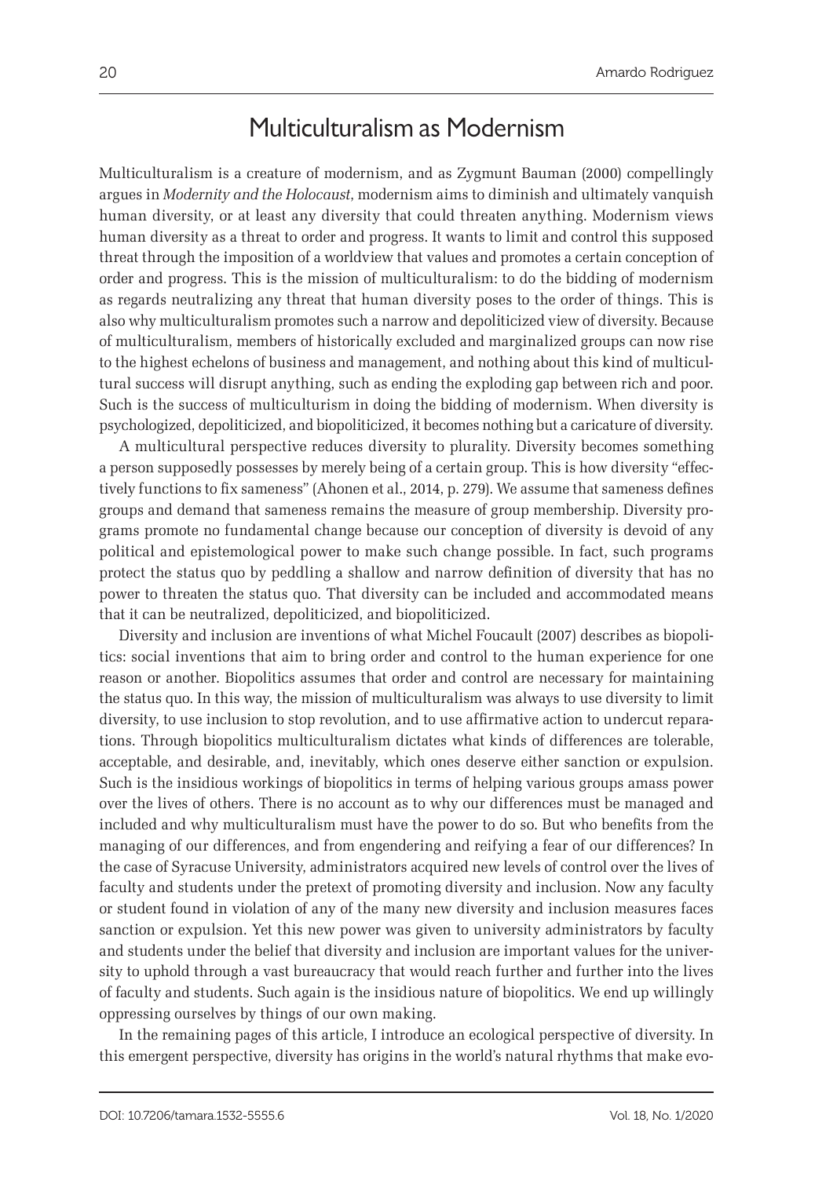## Multiculturalism as Modernism

Multiculturalism is a creature of modernism, and as Zygmunt Bauman (2000) compellingly argues in *Modernity and the Holocaust*, modernism aims to diminish and ultimately vanquish human diversity, or at least any diversity that could threaten anything. Modernism views human diversity as a threat to order and progress. It wants to limit and control this supposed threat through the imposition of a worldview that values and promotes a certain conception of order and progress. This is the mission of multiculturalism: to do the bidding of modernism as regards neutralizing any threat that human diversity poses to the order of things. This is also why multiculturalism promotes such a narrow and depoliticized view of diversity. Because of multiculturalism, members of historically excluded and marginalized groups can now rise to the highest echelons of business and management, and nothing about this kind of multicultural success will disrupt anything, such as ending the exploding gap between rich and poor. Such is the success of multiculturism in doing the bidding of modernism. When diversity is psychologized, depoliticized, and biopoliticized, it becomes nothing but a caricature of diversity.

A multicultural perspective reduces diversity to plurality. Diversity becomes something a person supposedly possesses by merely being of a certain group. This is how diversity "effectively functions to fix sameness" (Ahonen et al., 2014, p. 279). We assume that sameness defines groups and demand that sameness remains the measure of group membership. Diversity programs promote no fundamental change because our conception of diversity is devoid of any political and epistemological power to make such change possible. In fact, such programs protect the status quo by peddling a shallow and narrow definition of diversity that has no power to threaten the status quo. That diversity can be included and accommodated means that it can be neutralized, depoliticized, and biopoliticized.

Diversity and inclusion are inventions of what Michel Foucault (2007) describes as biopolitics: social inventions that aim to bring order and control to the human experience for one reason or another. Biopolitics assumes that order and control are necessary for maintaining the status quo. In this way, the mission of multiculturalism was always to use diversity to limit diversity, to use inclusion to stop revolution, and to use affirmative action to undercut reparations. Through biopolitics multiculturalism dictates what kinds of differences are tolerable, acceptable, and desirable, and, inevitably, which ones deserve either sanction or expulsion. Such is the insidious workings of biopolitics in terms of helping various groups amass power over the lives of others. There is no account as to why our differences must be managed and included and why multiculturalism must have the power to do so. But who benefits from the managing of our differences, and from engendering and reifying a fear of our differences? In the case of Syracuse University, administrators acquired new levels of control over the lives of faculty and students under the pretext of promoting diversity and inclusion. Now any faculty or student found in violation of any of the many new diversity and inclusion measures faces sanction or expulsion. Yet this new power was given to university administrators by faculty and students under the belief that diversity and inclusion are important values for the university to uphold through a vast bureaucracy that would reach further and further into the lives of faculty and students. Such again is the insidious nature of biopolitics. We end up willingly oppressing ourselves by things of our own making.

In the remaining pages of this article, I introduce an ecological perspective of diversity. In this emergent perspective, diversity has origins in the world's natural rhythms that make evo-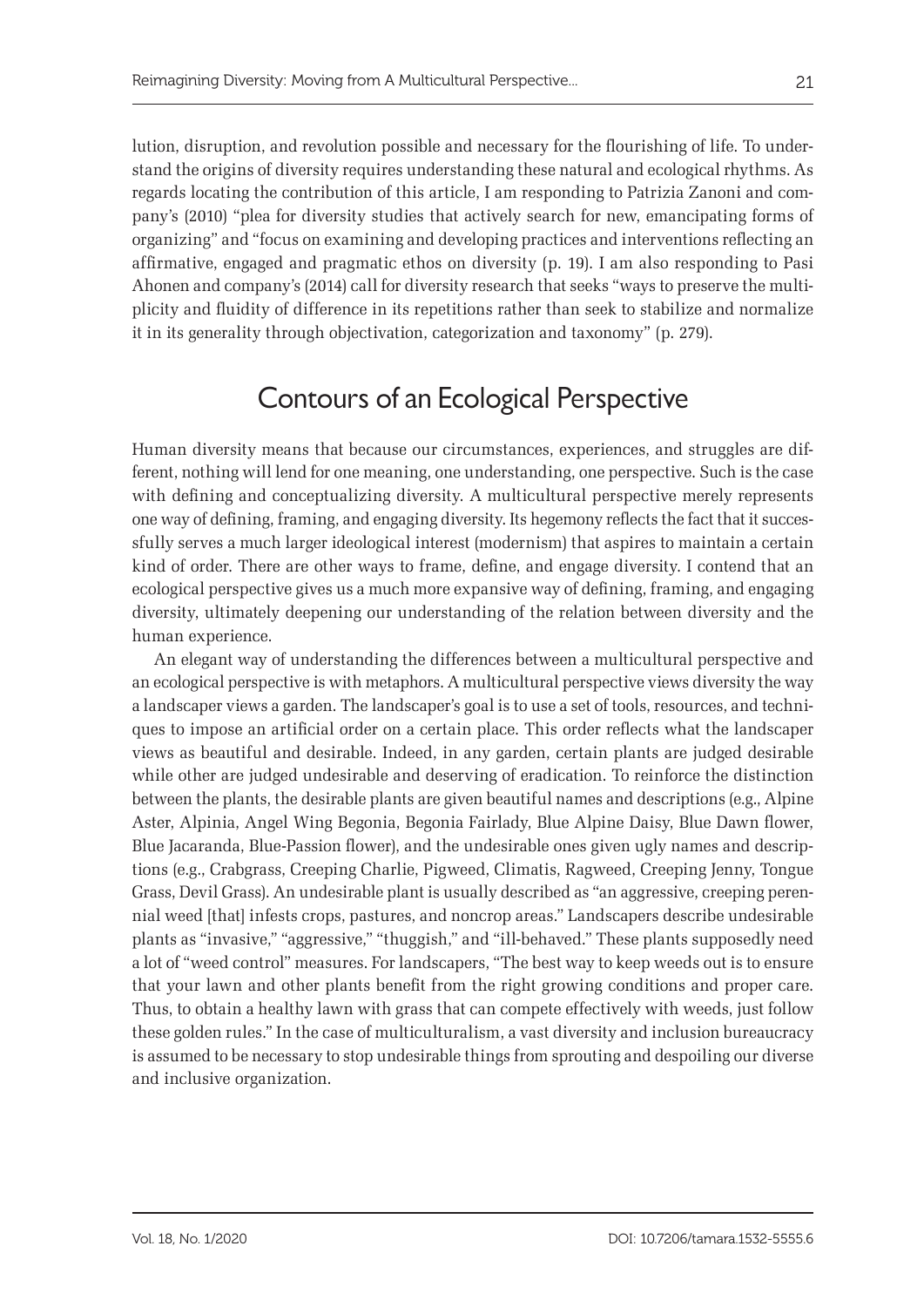lution, disruption, and revolution possible and necessary for the flourishing of life. To understand the origins of diversity requires understanding these natural and ecological rhythms. As regards locating the contribution of this article, I am responding to Patrizia Zanoni and company's (2010) "plea for diversity studies that actively search for new, emancipating forms of organizing" and "focus on examining and developing practices and interventions reflecting an affirmative, engaged and pragmatic ethos on diversity (p. 19). I am also responding to Pasi Ahonen and company's (2014) call for diversity research that seeks "ways to preserve the multiplicity and fluidity of difference in its repetitions rather than seek to stabilize and normalize it in its generality through objectivation, categorization and taxonomy" (p. 279).

## Contours of an Ecological Perspective

Human diversity means that because our circumstances, experiences, and struggles are different, nothing will lend for one meaning, one understanding, one perspective. Such is the case with defining and conceptualizing diversity. A multicultural perspective merely represents one way of defining, framing, and engaging diversity. Its hegemony reflects the fact that it successfully serves a much larger ideological interest (modernism) that aspires to maintain a certain kind of order. There are other ways to frame, define, and engage diversity. I contend that an ecological perspective gives us a much more expansive way of defining, framing, and engaging diversity, ultimately deepening our understanding of the relation between diversity and the human experience.

An elegant way of understanding the differences between a multicultural perspective and an ecological perspective is with metaphors. A multicultural perspective views diversity the way a landscaper views a garden. The landscaper's goal is to use a set of tools, resources, and techniques to impose an artificial order on a certain place. This order reflects what the landscaper views as beautiful and desirable. Indeed, in any garden, certain plants are judged desirable while other are judged undesirable and deserving of eradication. To reinforce the distinction between the plants, the desirable plants are given beautiful names and descriptions (e.g., Alpine Aster, Alpinia, Angel Wing Begonia, Begonia Fairlady, Blue Alpine Daisy, Blue Dawn flower, Blue Jacaranda, Blue-Passion flower), and the undesirable ones given ugly names and descriptions (e.g., Crabgrass, Creeping Charlie, Pigweed, Climatis, Ragweed, Creeping Jenny, Tongue Grass, Devil Grass). An undesirable plant is usually described as "an aggressive, creeping perennial weed [that] infests crops, pastures, and noncrop areas." Landscapers describe undesirable plants as "invasive," "aggressive," "thuggish," and "ill-behaved." These plants supposedly need a lot of "weed control" measures. For landscapers, "The best way to keep weeds out is to ensure that your lawn and other plants benefit from the right growing conditions and proper care. Thus, to obtain a healthy lawn with grass that can compete effectively with weeds, just follow these golden rules." In the case of multiculturalism, a vast diversity and inclusion bureaucracy is assumed to be necessary to stop undesirable things from sprouting and despoiling our diverse and inclusive organization.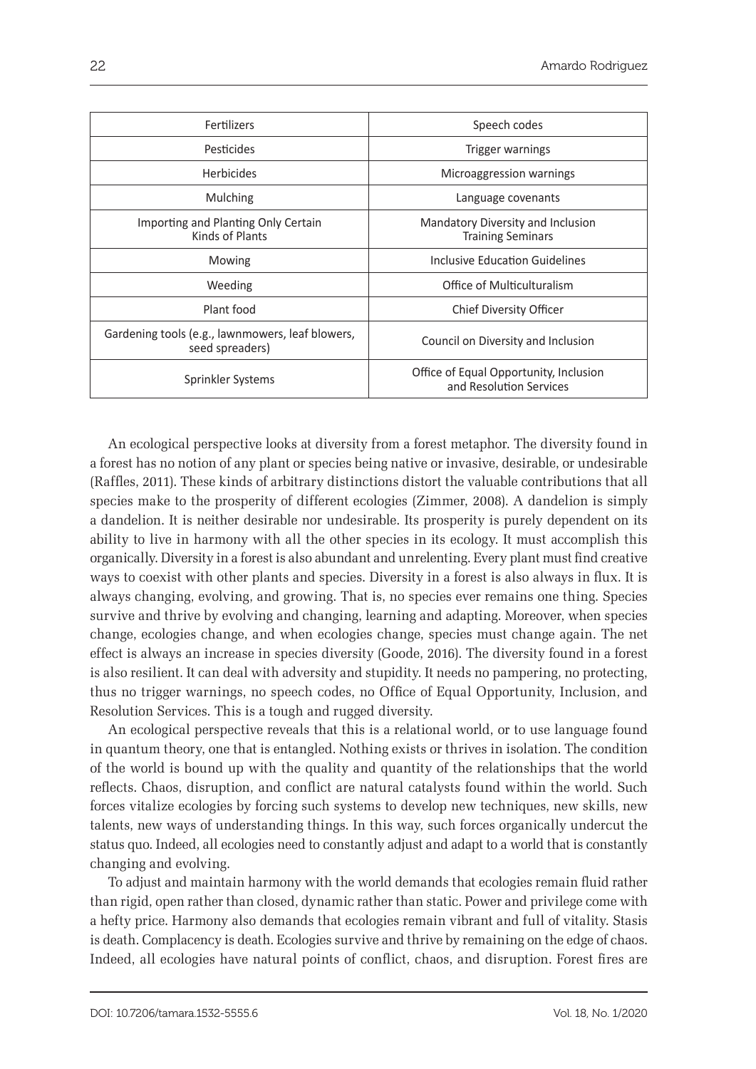| Fertilizers | Speech codes |
|---|---|
| Pesticides | Trigger warnings |
| Herbicides | Microaggression warnings |
| Mulching | Language covenants |
| Importing and Planting Only Certain Kinds of Plants | Mandatory Diversity and Inclusion Training Seminars |
| Mowing | Inclusive Education Guidelines |
| Weeding | Office of Multiculturalism |
| Plant food | Chief Diversity Officer |
| Gardening tools (e.g., lawnmowers, leaf blowers, seed spreaders) | Council on Diversity and Inclusion |
| Sprinkler Systems | Office of Equal Opportunity, Inclusion and Resolution Services |

An ecological perspective looks at diversity from a forest metaphor. The diversity found in a forest has no notion of any plant or species being native or invasive, desirable, or undesirable (Raffles, 2011). These kinds of arbitrary distinctions distort the valuable contributions that all species make to the prosperity of different ecologies (Zimmer, 2008). A dandelion is simply a dandelion. It is neither desirable nor undesirable. Its prosperity is purely dependent on its ability to live in harmony with all the other species in its ecology. It must accomplish this organically. Diversity in a forest is also abundant and unrelenting. Every plant must find creative ways to coexist with other plants and species. Diversity in a forest is also always in flux. It is always changing, evolving, and growing. That is, no species ever remains one thing. Species survive and thrive by evolving and changing, learning and adapting. Moreover, when species change, ecologies change, and when ecologies change, species must change again. The net effect is always an increase in species diversity (Goode, 2016). The diversity found in a forest is also resilient. It can deal with adversity and stupidity. It needs no pampering, no protecting, thus no trigger warnings, no speech codes, no Office of Equal Opportunity, Inclusion, and Resolution Services. This is a tough and rugged diversity.

An ecological perspective reveals that this is a relational world, or to use language found in quantum theory, one that is entangled. Nothing exists or thrives in isolation. The condition of the world is bound up with the quality and quantity of the relationships that the world reflects. Chaos, disruption, and conflict are natural catalysts found within the world. Such forces vitalize ecologies by forcing such systems to develop new techniques, new skills, new talents, new ways of understanding things. In this way, such forces organically undercut the status quo. Indeed, all ecologies need to constantly adjust and adapt to a world that is constantly changing and evolving.

To adjust and maintain harmony with the world demands that ecologies remain fluid rather than rigid, open rather than closed, dynamic rather than static. Power and privilege come with a hefty price. Harmony also demands that ecologies remain vibrant and full of vitality. Stasis is death. Complacency is death. Ecologies survive and thrive by remaining on the edge of chaos. Indeed, all ecologies have natural points of conflict, chaos, and disruption. Forest fires are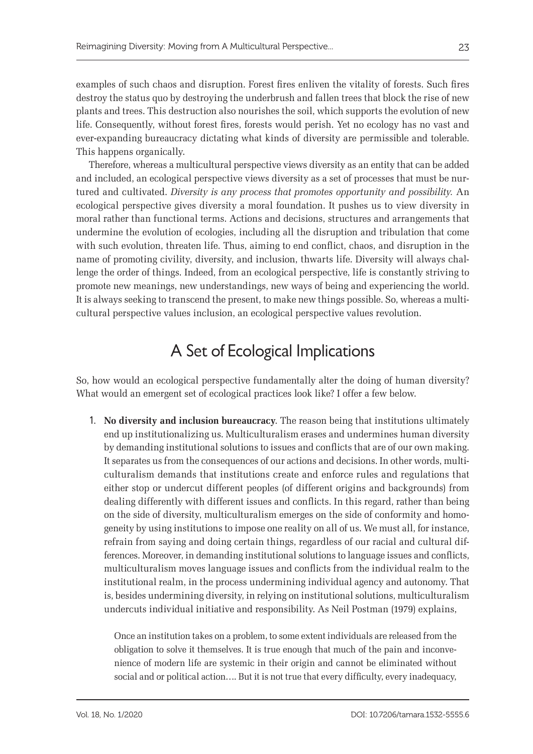examples of such chaos and disruption. Forest fires enliven the vitality of forests. Such fires destroy the status quo by destroying the underbrush and fallen trees that block the rise of new plants and trees. This destruction also nourishes the soil, which supports the evolution of new life. Consequently, without forest fires, forests would perish. Yet no ecology has no vast and ever-expanding bureaucracy dictating what kinds of diversity are permissible and tolerable. This happens organically.

Therefore, whereas a multicultural perspective views diversity as an entity that can be added and included, an ecological perspective views diversity as a set of processes that must be nurtured and cultivated. *Diversity is any process that promotes opportunity and possibility.* An ecological perspective gives diversity a moral foundation. It pushes us to view diversity in moral rather than functional terms. Actions and decisions, structures and arrangements that undermine the evolution of ecologies, including all the disruption and tribulation that come with such evolution, threaten life. Thus, aiming to end conflict, chaos, and disruption in the name of promoting civility, diversity, and inclusion, thwarts life. Diversity will always challenge the order of things. Indeed, from an ecological perspective, life is constantly striving to promote new meanings, new understandings, new ways of being and experiencing the world. It is always seeking to transcend the present, to make new things possible. So, whereas a multicultural perspective values inclusion, an ecological perspective values revolution.

## A Set of Ecological Implications

So, how would an ecological perspective fundamentally alter the doing of human diversity? What would an emergent set of ecological practices look like? I offer a few below.

1. **No diversity and inclusion bureaucracy**. The reason being that institutions ultimately end up institutionalizing us. Multiculturalism erases and undermines human diversity by demanding institutional solutions to issues and conflicts that are of our own making. It separates us from the consequences of our actions and decisions. In other words, multiculturalism demands that institutions create and enforce rules and regulations that either stop or undercut different peoples (of different origins and backgrounds) from dealing differently with different issues and conflicts. In this regard, rather than being on the side of diversity, multiculturalism emerges on the side of conformity and homogeneity by using institutions to impose one reality on all of us. We must all, for instance, refrain from saying and doing certain things, regardless of our racial and cultural differences. Moreover, in demanding institutional solutions to language issues and conflicts, multiculturalism moves language issues and conflicts from the individual realm to the institutional realm, in the process undermining individual agency and autonomy. That is, besides undermining diversity, in relying on institutional solutions, multiculturalism undercuts individual initiative and responsibility. As Neil Postman (1979) explains,

   > Once an institution takes on a problem, to some extent individuals are released from the obligation to solve it themselves. It is true enough that much of the pain and inconvenience of modern life are systemic in their origin and cannot be eliminated without social and or political action…. But it is not true that every difficulty, every inadequacy,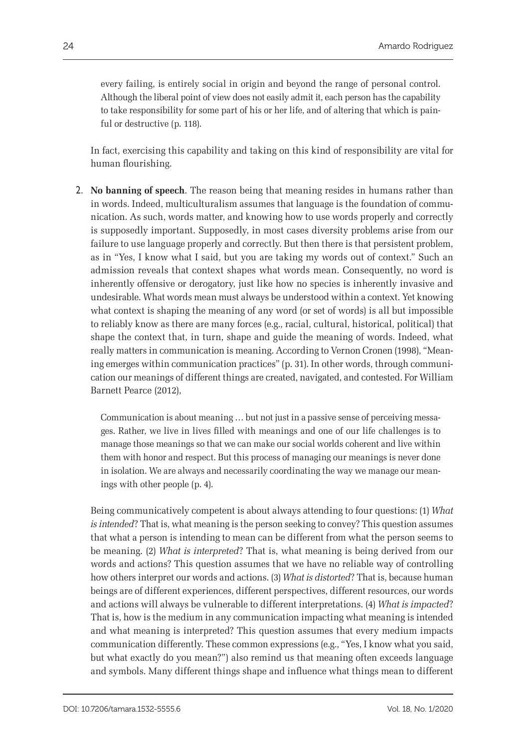> every failing, is entirely social in origin and beyond the range of personal control. Although the liberal point of view does not easily admit it, each person has the capability to take responsibility for some part of his or her life, and of altering that which is painful or destructive (p. 118).

In fact, exercising this capability and taking on this kind of responsibility are vital for human flourishing.

2. **No banning of speech**. The reason being that meaning resides in humans rather than in words. Indeed, multiculturalism assumes that language is the foundation of communication. As such, words matter, and knowing how to use words properly and correctly is supposedly important. Supposedly, in most cases diversity problems arise from our failure to use language properly and correctly. But then there is that persistent problem, as in "Yes, I know what I said, but you are taking my words out of context." Such an admission reveals that context shapes what words mean. Consequently, no word is inherently offensive or derogatory, just like how no species is inherently invasive and undesirable. What words mean must always be understood within a context. Yet knowing what context is shaping the meaning of any word (or set of words) is all but impossible to reliably know as there are many forces (e.g., racial, cultural, historical, political) that shape the context that, in turn, shape and guide the meaning of words. Indeed, what really matters in communication is meaning. According to Vernon Cronen (1998), "Meaning emerges within communication practices" (p. 31). In other words, through communication our meanings of different things are created, navigated, and contested. For William Barnett Pearce (2012),

   > Communication is about meaning … but not just in a passive sense of perceiving messages. Rather, we live in lives filled with meanings and one of our life challenges is to manage those meanings so that we can make our social worlds coherent and live within them with honor and respect. But this process of managing our meanings is never done in isolation. We are always and necessarily coordinating the way we manage our meanings with other people (p. 4).

   Being communicatively competent is about always attending to four questions: (1) *What is intended*? That is, what meaning is the person seeking to convey? This question assumes that what a person is intending to mean can be different from what the person seems to be meaning. (2) *What is interpreted*? That is, what meaning is being derived from our words and actions? This question assumes that we have no reliable way of controlling how others interpret our words and actions. (3) *What is distorted*? That is, because human beings are of different experiences, different perspectives, different resources, our words and actions will always be vulnerable to different interpretations. (4) *What is impacted*? That is, how is the medium in any communication impacting what meaning is intended and what meaning is interpreted? This question assumes that every medium impacts communication differently. These common expressions (e.g., "Yes, I know what you said, but what exactly do you mean?") also remind us that meaning often exceeds language and symbols. Many different things shape and influence what things mean to different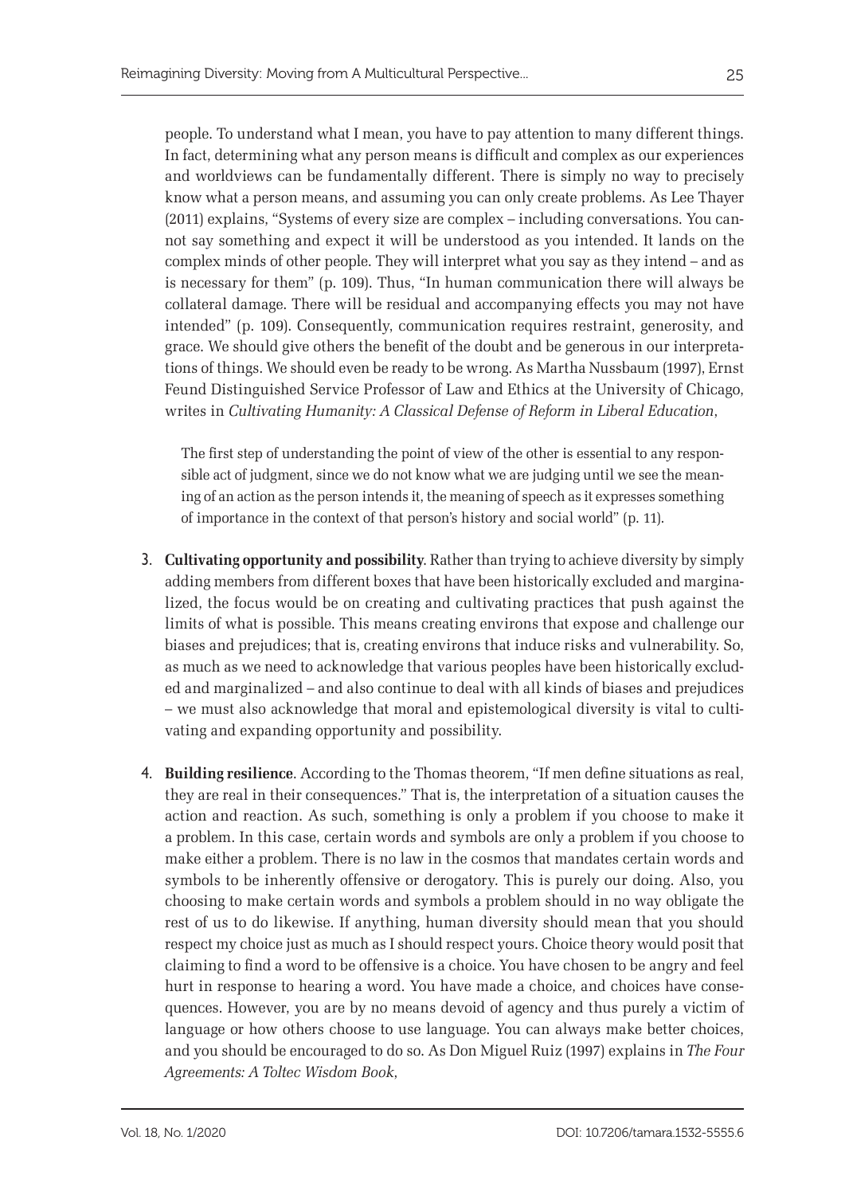people. To understand what I mean, you have to pay attention to many different things. In fact, determining what any person means is difficult and complex as our experiences and worldviews can be fundamentally different. There is simply no way to precisely know what a person means, and assuming you can only create problems. As Lee Thayer (2011) explains, "Systems of every size are complex – including conversations. You cannot say something and expect it will be understood as you intended. It lands on the complex minds of other people. They will interpret what you say as they intend – and as is necessary for them" (p. 109). Thus, "In human communication there will always be collateral damage. There will be residual and accompanying effects you may not have intended" (p. 109). Consequently, communication requires restraint, generosity, and grace. We should give others the benefit of the doubt and be generous in our interpretations of things. We should even be ready to be wrong. As Martha Nussbaum (1997), Ernst Feund Distinguished Service Professor of Law and Ethics at the University of Chicago, writes in *Cultivating Humanity: A Classical Defense of Reform in Liberal Education*,

> The first step of understanding the point of view of the other is essential to any responsible act of judgment, since we do not know what we are judging until we see the meaning of an action as the person intends it, the meaning of speech as it expresses something of importance in the context of that person's history and social world" (p. 11).

3. **Cultivating opportunity and possibility**. Rather than trying to achieve diversity by simply adding members from different boxes that have been historically excluded and marginalized, the focus would be on creating and cultivating practices that push against the limits of what is possible. This means creating environs that expose and challenge our biases and prejudices; that is, creating environs that induce risks and vulnerability. So, as much as we need to acknowledge that various peoples have been historically excluded and marginalized – and also continue to deal with all kinds of biases and prejudices – we must also acknowledge that moral and epistemological diversity is vital to cultivating and expanding opportunity and possibility.

4. **Building resilience**. According to the Thomas theorem, "If men define situations as real, they are real in their consequences." That is, the interpretation of a situation causes the action and reaction. As such, something is only a problem if you choose to make it a problem. In this case, certain words and symbols are only a problem if you choose to make either a problem. There is no law in the cosmos that mandates certain words and symbols to be inherently offensive or derogatory. This is purely our doing. Also, you choosing to make certain words and symbols a problem should in no way obligate the rest of us to do likewise. If anything, human diversity should mean that you should respect my choice just as much as I should respect yours. Choice theory would posit that claiming to find a word to be offensive is a choice. You have chosen to be angry and feel hurt in response to hearing a word. You have made a choice, and choices have consequences. However, you are by no means devoid of agency and thus purely a victim of language or how others choose to use language. You can always make better choices, and you should be encouraged to do so. As Don Miguel Ruiz (1997) explains in *The Four Agreements: A Toltec Wisdom Book*,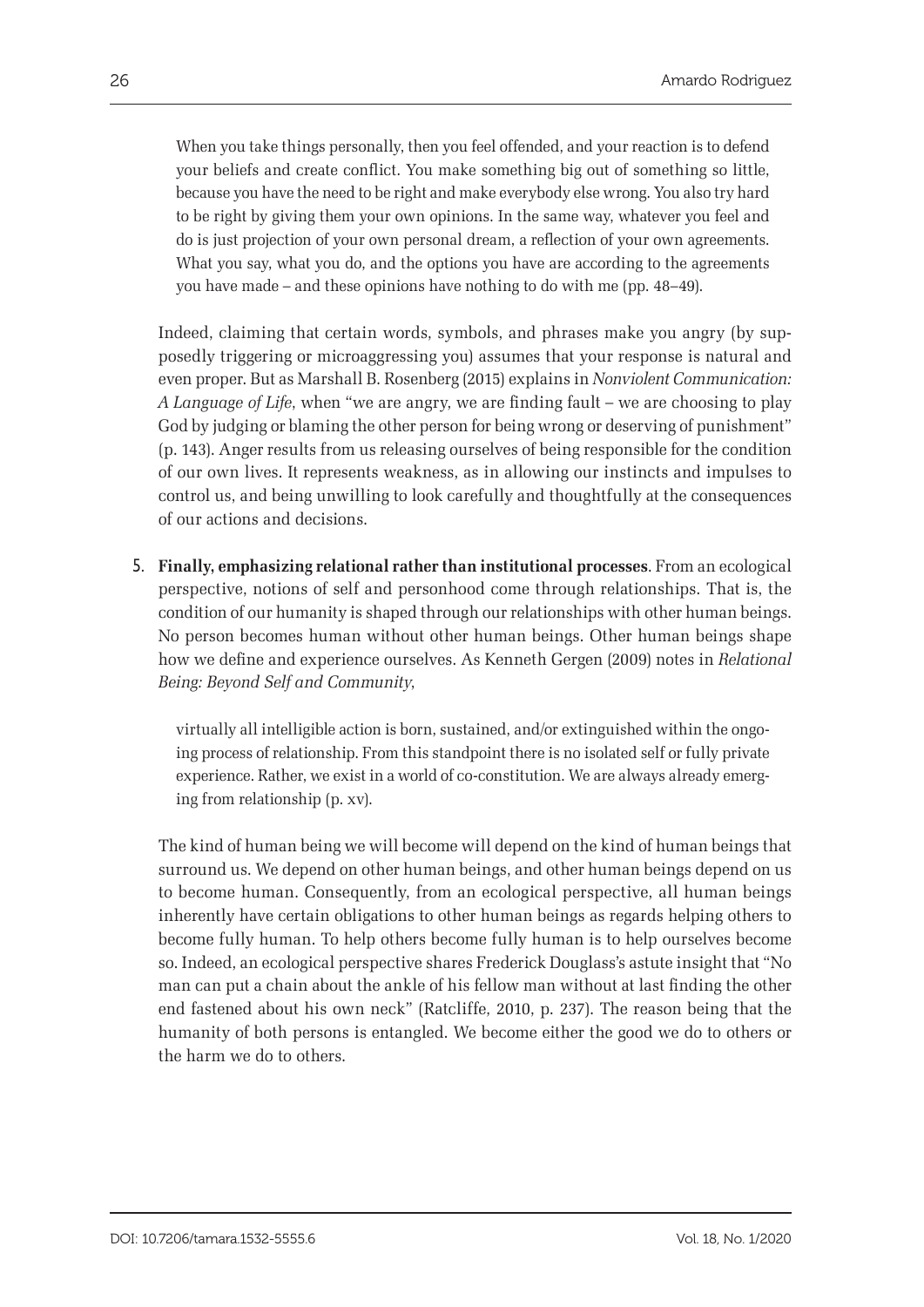> When you take things personally, then you feel offended, and your reaction is to defend your beliefs and create conflict. You make something big out of something so little, because you have the need to be right and make everybody else wrong. You also try hard to be right by giving them your own opinions. In the same way, whatever you feel and do is just projection of your own personal dream, a reflection of your own agreements. What you say, what you do, and the options you have are according to the agreements you have made – and these opinions have nothing to do with me (pp. 48–49).

Indeed, claiming that certain words, symbols, and phrases make you angry (by supposedly triggering or microaggressing you) assumes that your response is natural and even proper. But as Marshall B. Rosenberg (2015) explains in *Nonviolent Communication: A Language of Life*, when "we are angry, we are finding fault – we are choosing to play God by judging or blaming the other person for being wrong or deserving of punishment" (p. 143). Anger results from us releasing ourselves of being responsible for the condition of our own lives. It represents weakness, as in allowing our instincts and impulses to control us, and being unwilling to look carefully and thoughtfully at the consequences of our actions and decisions.

5. **Finally, emphasizing relational rather than institutional processes**. From an ecological perspective, notions of self and personhood come through relationships. That is, the condition of our humanity is shaped through our relationships with other human beings. No person becomes human without other human beings. Other human beings shape how we define and experience ourselves. As Kenneth Gergen (2009) notes in *Relational Being: Beyond Self and Community*,

   > virtually all intelligible action is born, sustained, and/or extinguished within the ongoing process of relationship. From this standpoint there is no isolated self or fully private experience. Rather, we exist in a world of co-constitution. We are always already emerging from relationship (p. xv).

   The kind of human being we will become will depend on the kind of human beings that surround us. We depend on other human beings, and other human beings depend on us to become human. Consequently, from an ecological perspective, all human beings inherently have certain obligations to other human beings as regards helping others to become fully human. To help others become fully human is to help ourselves become so. Indeed, an ecological perspective shares Frederick Douglass's astute insight that "No man can put a chain about the ankle of his fellow man without at last finding the other end fastened about his own neck" (Ratcliffe, 2010, p. 237). The reason being that the humanity of both persons is entangled. We become either the good we do to others or the harm we do to others.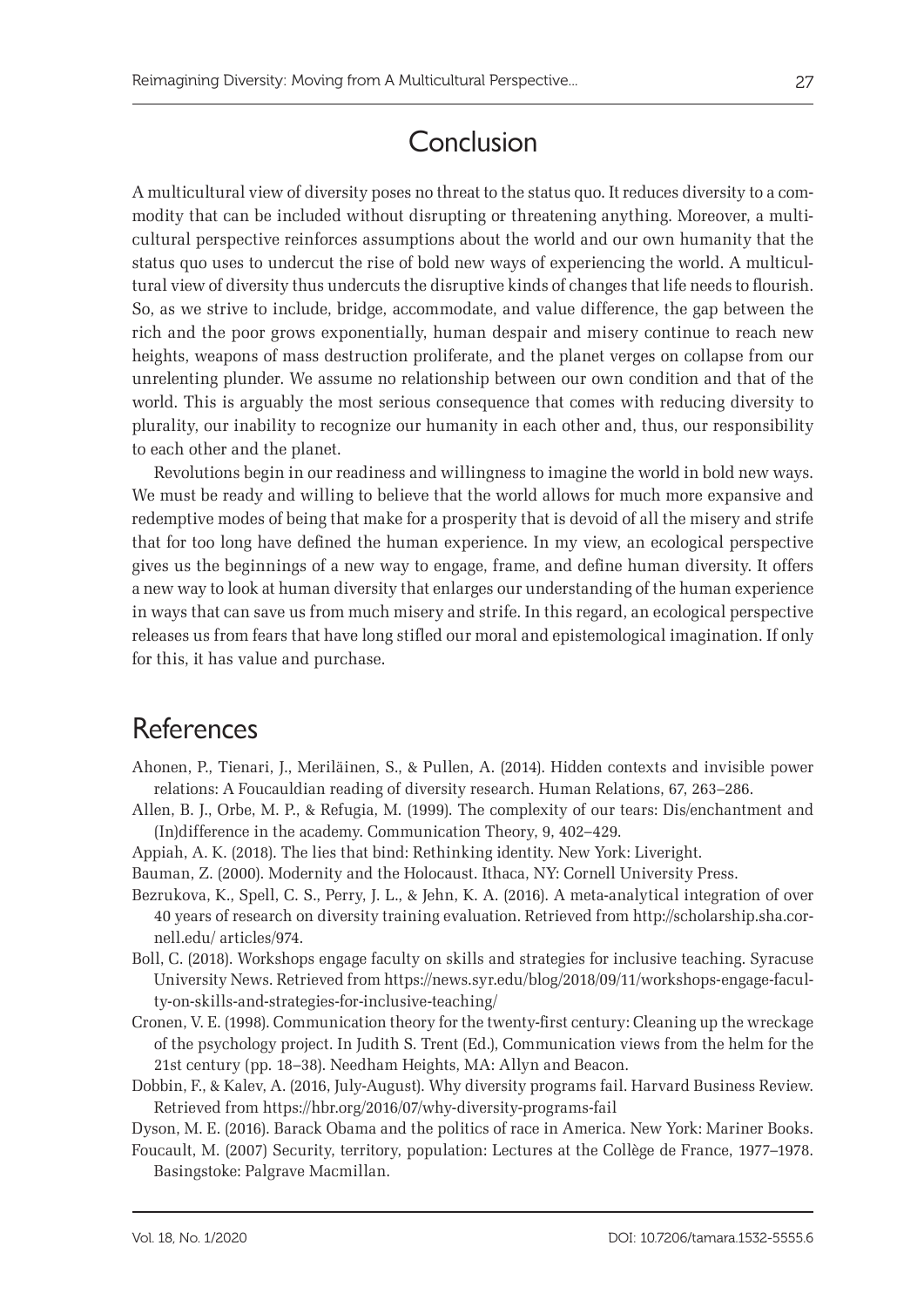## Conclusion

A multicultural view of diversity poses no threat to the status quo. It reduces diversity to a commodity that can be included without disrupting or threatening anything. Moreover, a multicultural perspective reinforces assumptions about the world and our own humanity that the status quo uses to undercut the rise of bold new ways of experiencing the world. A multicultural view of diversity thus undercuts the disruptive kinds of changes that life needs to flourish. So, as we strive to include, bridge, accommodate, and value difference, the gap between the rich and the poor grows exponentially, human despair and misery continue to reach new heights, weapons of mass destruction proliferate, and the planet verges on collapse from our unrelenting plunder. We assume no relationship between our own condition and that of the world. This is arguably the most serious consequence that comes with reducing diversity to plurality, our inability to recognize our humanity in each other and, thus, our responsibility to each other and the planet.

Revolutions begin in our readiness and willingness to imagine the world in bold new ways. We must be ready and willing to believe that the world allows for much more expansive and redemptive modes of being that make for a prosperity that is devoid of all the misery and strife that for too long have defined the human experience. In my view, an ecological perspective gives us the beginnings of a new way to engage, frame, and define human diversity. It offers a new way to look at human diversity that enlarges our understanding of the human experience in ways that can save us from much misery and strife. In this regard, an ecological perspective releases us from fears that have long stifled our moral and epistemological imagination. If only for this, it has value and purchase.

## References

Ahonen, P., Tienari, J., Meriläinen, S., & Pullen, A. (2014). Hidden contexts and invisible power relations: A Foucauldian reading of diversity research. Human Relations, 67, 263–286.

Allen, B. J., Orbe, M. P., & Refugia, M. (1999). The complexity of our tears: Dis/enchantment and (In)difference in the academy. Communication Theory, 9, 402–429.

Appiah, A. K. (2018). The lies that bind: Rethinking identity. New York: Liveright.

Bauman, Z. (2000). Modernity and the Holocaust. Ithaca, NY: Cornell University Press.

Bezrukova, K., Spell, C. S., Perry, J. L., & Jehn, K. A. (2016). A meta-analytical integration of over 40 years of research on diversity training evaluation. Retrieved from http://scholarship.sha.cornell.edu/ articles/974.

Boll, C. (2018). Workshops engage faculty on skills and strategies for inclusive teaching. Syracuse University News. Retrieved from https://news.syr.edu/blog/2018/09/11/workshops-engage-faculty-on-skills-and-strategies-for-inclusive-teaching/

Cronen, V. E. (1998). Communication theory for the twenty-first century: Cleaning up the wreckage of the psychology project. In Judith S. Trent (Ed.), Communication views from the helm for the 21st century (pp. 18–38). Needham Heights, MA: Allyn and Beacon.

Dobbin, F., & Kalev, A. (2016, July-August). Why diversity programs fail. Harvard Business Review. Retrieved from https://hbr.org/2016/07/why-diversity-programs-fail

Dyson, M. E. (2016). Barack Obama and the politics of race in America. New York: Mariner Books.

Foucault, M. (2007) Security, territory, population: Lectures at the Collège de France, 1977–1978. Basingstoke: Palgrave Macmillan.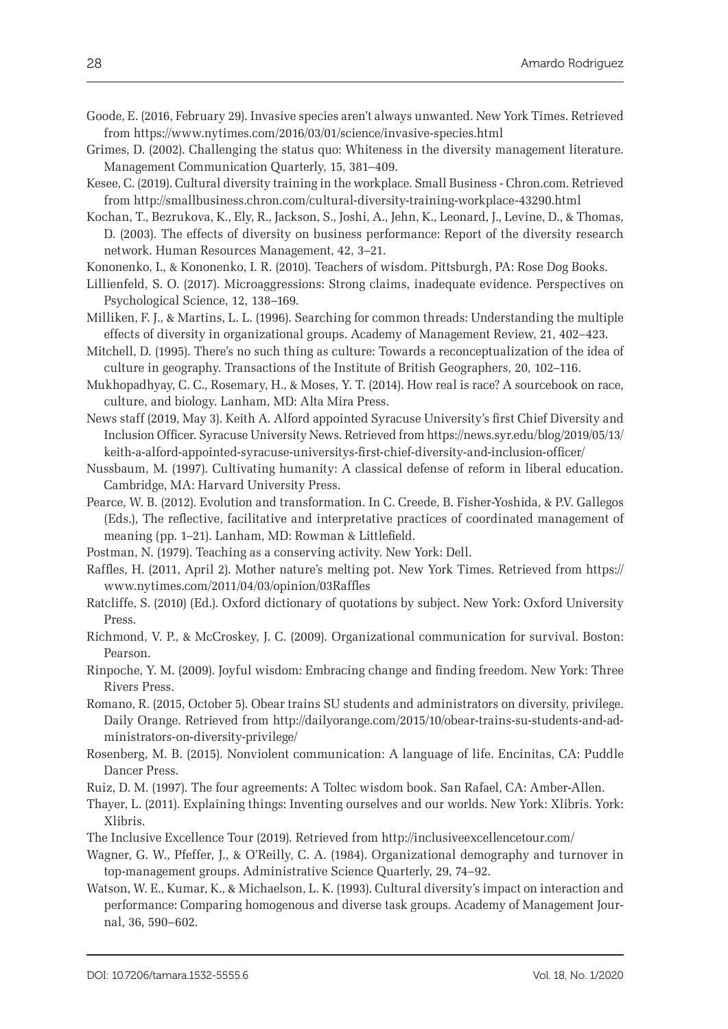Goode, E. (2016, February 29). Invasive species aren't always unwanted. New York Times. Retrieved from https://www.nytimes.com/2016/03/01/science/invasive-species.html

Grimes, D. (2002). Challenging the status quo: Whiteness in the diversity management literature. Management Communication Quarterly, 15, 381–409.

Kesee, C. (2019). Cultural diversity training in the workplace. Small Business - Chron.com. Retrieved from http://smallbusiness.chron.com/cultural-diversity-training-workplace-43290.html

Kochan, T., Bezrukova, K., Ely, R., Jackson, S., Joshi, A., Jehn, K., Leonard, J., Levine, D., & Thomas, D. (2003). The effects of diversity on business performance: Report of the diversity research network. Human Resources Management, 42, 3–21.

Kononenko, I., & Kononenko, I. R. (2010). Teachers of wisdom. Pittsburgh, PA: Rose Dog Books.

Lillienfeld, S. O. (2017). Microaggressions: Strong claims, inadequate evidence. Perspectives on Psychological Science, 12, 138–169.

Milliken, F. J., & Martins, L. L. (1996). Searching for common threads: Understanding the multiple effects of diversity in organizational groups. Academy of Management Review, 21, 402–423.

Mitchell, D. (1995). There's no such thing as culture: Towards a reconceptualization of the idea of culture in geography. Transactions of the Institute of British Geographers, 20, 102–116.

Mukhopadhyay, C. C., Rosemary, H., & Moses, Y. T. (2014). How real is race? A sourcebook on race, culture, and biology. Lanham, MD: Alta Mira Press.

News staff (2019, May 3). Keith A. Alford appointed Syracuse University's first Chief Diversity and Inclusion Officer. Syracuse University News. Retrieved from https://news.syr.edu/blog/2019/05/13/keith-a-alford-appointed-syracuse-universitys-first-chief-diversity-and-inclusion-officer/

Nussbaum, M. (1997). Cultivating humanity: A classical defense of reform in liberal education. Cambridge, MA: Harvard University Press.

Pearce, W. B. (2012). Evolution and transformation. In C. Creede, B. Fisher-Yoshida, & P.V. Gallegos (Eds.), The reflective, facilitative and interpretative practices of coordinated management of meaning (pp. 1–21). Lanham, MD: Rowman & Littlefield.

Postman, N. (1979). Teaching as a conserving activity. New York: Dell.

Raffles, H. (2011, April 2). Mother nature's melting pot. New York Times. Retrieved from https://www.nytimes.com/2011/04/03/opinion/03Raffles

Ratcliffe, S. (2010) (Ed.). Oxford dictionary of quotations by subject. New York: Oxford University Press.

Richmond, V. P., & McCroskey, J. C. (2009). Organizational communication for survival. Boston: Pearson.

Rinpoche, Y. M. (2009). Joyful wisdom: Embracing change and finding freedom. New York: Three Rivers Press.

Romano, R. (2015, October 5). Obear trains SU students and administrators on diversity, privilege. Daily Orange. Retrieved from http://dailyorange.com/2015/10/obear-trains-su-students-and-administrators-on-diversity-privilege/

Rosenberg, M. B. (2015). Nonviolent communication: A language of life. Encinitas, CA: Puddle Dancer Press.

Ruiz, D. M. (1997). The four agreements: A Toltec wisdom book. San Rafael, CA: Amber-Allen.

Thayer, L. (2011). Explaining things: Inventing ourselves and our worlds. New York: Xlibris. York: Xlibris.

The Inclusive Excellence Tour (2019). Retrieved from http://inclusiveexcellencetour.com/

Wagner, G. W., Pfeffer, J., & O'Reilly, C. A. (1984). Organizational demography and turnover in top-management groups. Administrative Science Quarterly, 29, 74–92.

Watson, W. E., Kumar, K., & Michaelson, L. K. (1993). Cultural diversity's impact on interaction and performance: Comparing homogenous and diverse task groups. Academy of Management Journal, 36, 590–602.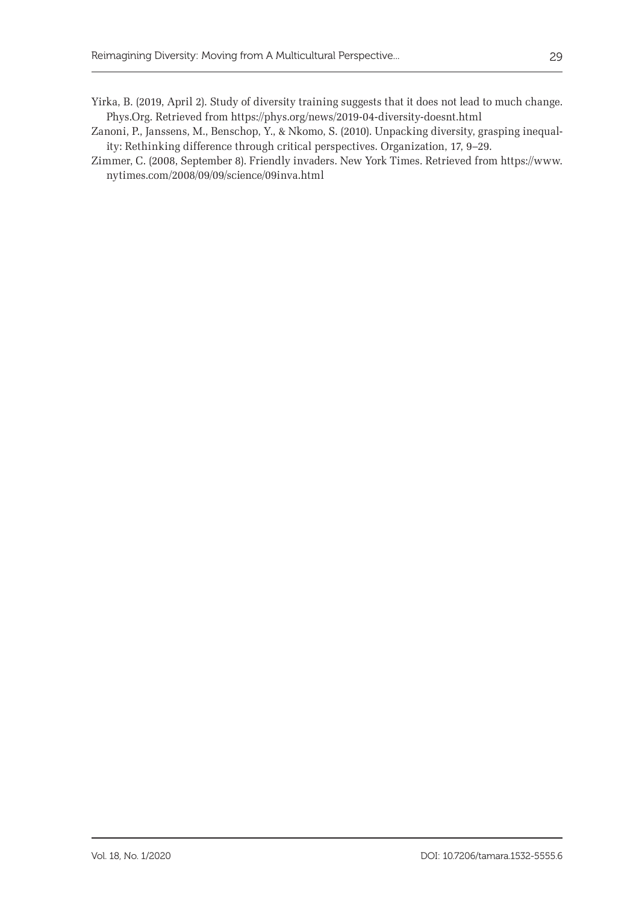Yirka, B. (2019, April 2). Study of diversity training suggests that it does not lead to much change. Phys.Org. Retrieved from https://phys.org/news/2019-04-diversity-doesnt.html

Zanoni, P., Janssens, M., Benschop, Y., & Nkomo, S. (2010). Unpacking diversity, grasping inequality: Rethinking difference through critical perspectives. Organization, 17, 9–29.

Zimmer, C. (2008, September 8). Friendly invaders. New York Times. Retrieved from https://www.nytimes.com/2008/09/09/science/09inva.html